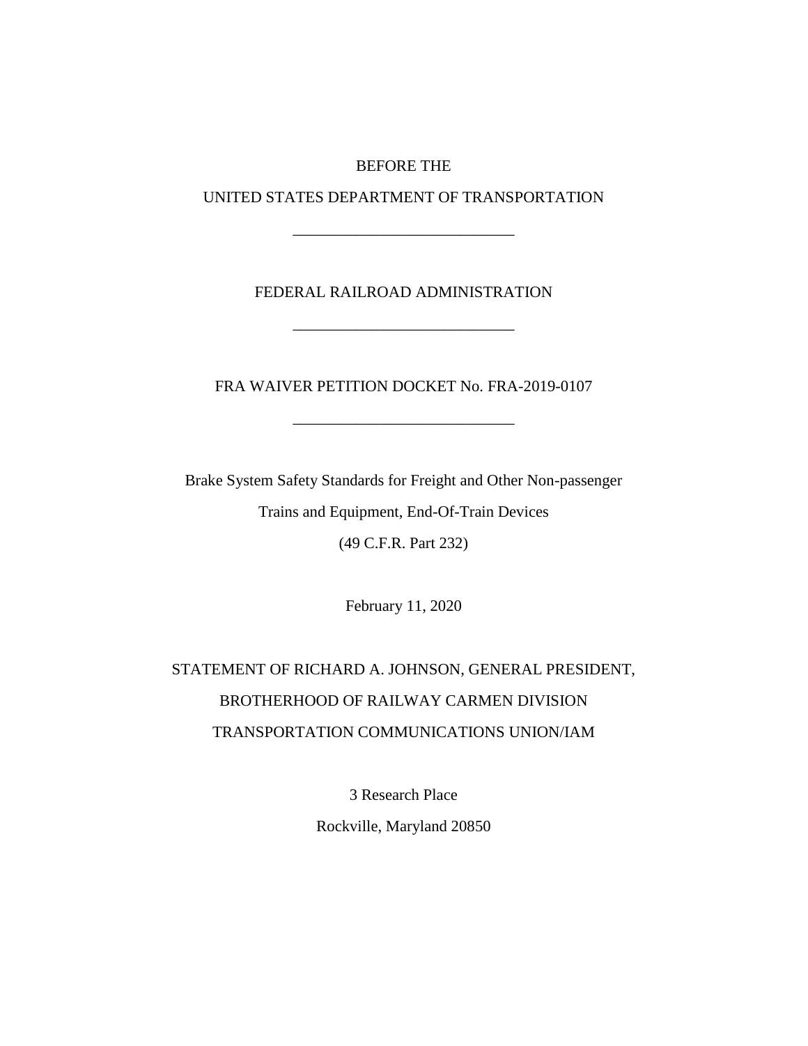BEFORE THE

UNITED STATES DEPARTMENT OF TRANSPORTATION

____________________________

FEDERAL RAILROAD ADMINISTRATION

____________________________

FRA WAIVER PETITION DOCKET No. FRA-2019-0107

____________________________

Brake System Safety Standards for Freight and Other Non-passenger Trains and Equipment, End-Of-Train Devices

(49 C.F.R. Part 232)

February 11, 2020

STATEMENT OF RICHARD A. JOHNSON, GENERAL PRESIDENT,

BROTHERHOOD OF RAILWAY CARMEN DIVISION

TRANSPORTATION COMMUNICATIONS UNION/IAM

3 Research Place

Rockville, Maryland 20850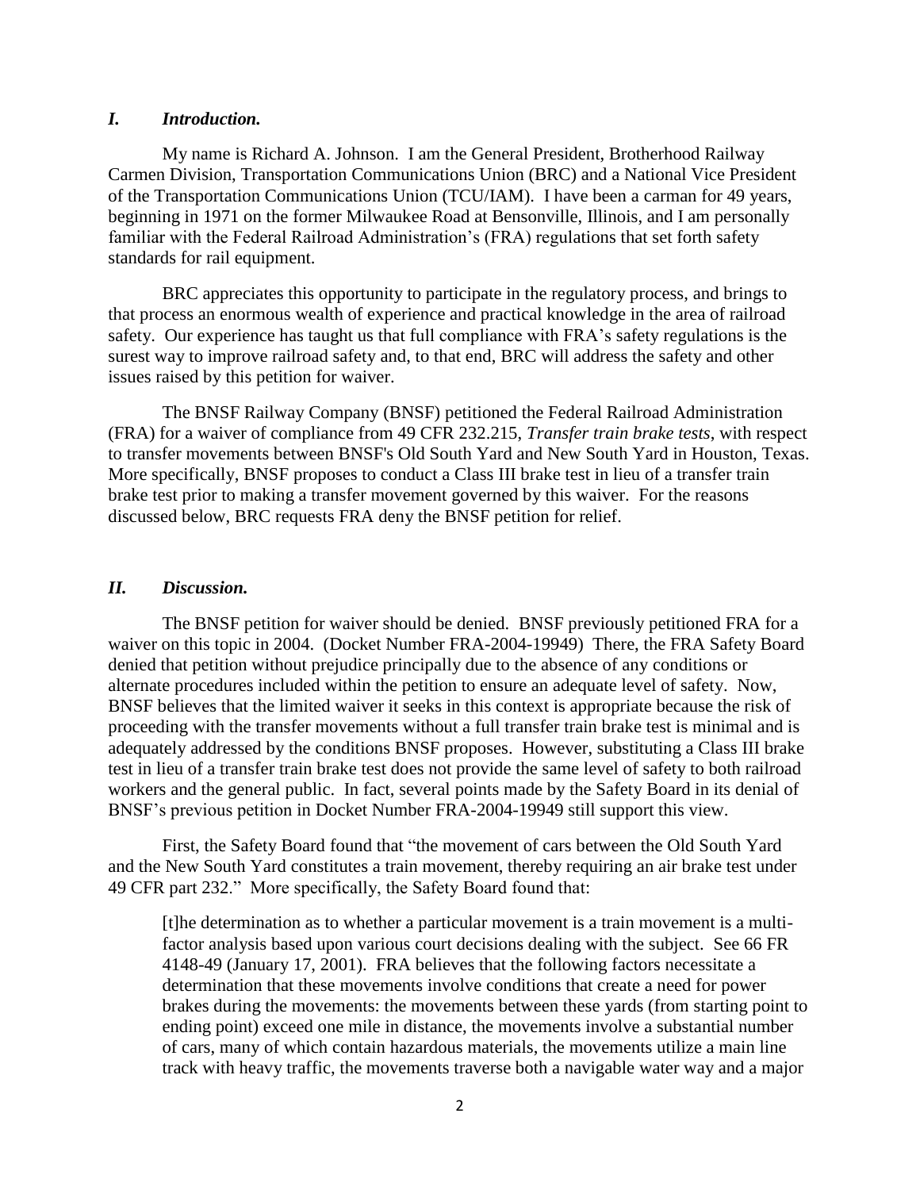## *I. Introduction.*

My name is Richard A. Johnson. I am the General President, Brotherhood Railway Carmen Division, Transportation Communications Union (BRC) and a National Vice President of the Transportation Communications Union (TCU/IAM). I have been a carman for 49 years, beginning in 1971 on the former Milwaukee Road at Bensonville, Illinois, and I am personally familiar with the Federal Railroad Administration's (FRA) regulations that set forth safety standards for rail equipment.

BRC appreciates this opportunity to participate in the regulatory process, and brings to that process an enormous wealth of experience and practical knowledge in the area of railroad safety. Our experience has taught us that full compliance with FRA's safety regulations is the surest way to improve railroad safety and, to that end, BRC will address the safety and other issues raised by this petition for waiver.

The BNSF Railway Company (BNSF) petitioned the Federal Railroad Administration (FRA) for a waiver of compliance from 49 CFR 232.215, *Transfer train brake tests*, with respect to transfer movements between BNSF's Old South Yard and New South Yard in Houston, Texas. More specifically, BNSF proposes to conduct a Class III brake test in lieu of a transfer train brake test prior to making a transfer movement governed by this waiver. For the reasons discussed below, BRC requests FRA deny the BNSF petition for relief.

## *II. Discussion.*

The BNSF petition for waiver should be denied. BNSF previously petitioned FRA for a waiver on this topic in 2004. (Docket Number FRA-2004-19949) There, the FRA Safety Board denied that petition without prejudice principally due to the absence of any conditions or alternate procedures included within the petition to ensure an adequate level of safety. Now, BNSF believes that the limited waiver it seeks in this context is appropriate because the risk of proceeding with the transfer movements without a full transfer train brake test is minimal and is adequately addressed by the conditions BNSF proposes. However, substituting a Class III brake test in lieu of a transfer train brake test does not provide the same level of safety to both railroad workers and the general public. In fact, several points made by the Safety Board in its denial of BNSF's previous petition in Docket Number FRA-2004-19949 still support this view.

First, the Safety Board found that "the movement of cars between the Old South Yard and the New South Yard constitutes a train movement, thereby requiring an air brake test under 49 CFR part 232." More specifically, the Safety Board found that:

> [t]he determination as to whether a particular movement is a train movement is a multi-factor analysis based upon various court decisions dealing with the subject. See 66 FR 4148-49 (January 17, 2001). FRA believes that the following factors necessitate a determination that these movements involve conditions that create a need for power brakes during the movements: the movements between these yards (from starting point to ending point) exceed one mile in distance, the movements involve a substantial number of cars, many of which contain hazardous materials, the movements utilize a main line track with heavy traffic, the movements traverse both a navigable water way and a major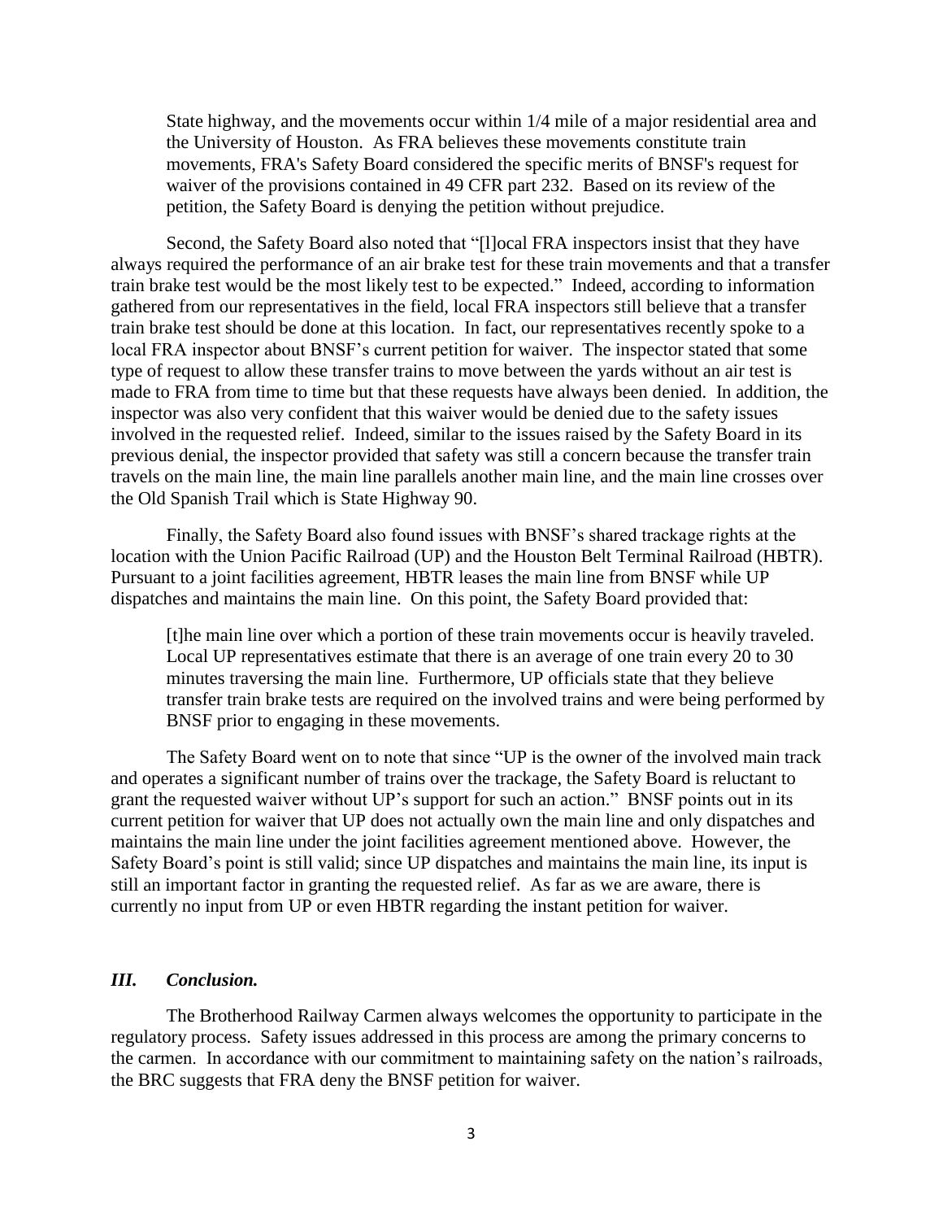State highway, and the movements occur within 1/4 mile of a major residential area and the University of Houston. As FRA believes these movements constitute train movements, FRA's Safety Board considered the specific merits of BNSF's request for waiver of the provisions contained in 49 CFR part 232. Based on its review of the petition, the Safety Board is denying the petition without prejudice.

Second, the Safety Board also noted that "[l]ocal FRA inspectors insist that they have always required the performance of an air brake test for these train movements and that a transfer train brake test would be the most likely test to be expected." Indeed, according to information gathered from our representatives in the field, local FRA inspectors still believe that a transfer train brake test should be done at this location. In fact, our representatives recently spoke to a local FRA inspector about BNSF's current petition for waiver. The inspector stated that some type of request to allow these transfer trains to move between the yards without an air test is made to FRA from time to time but that these requests have always been denied. In addition, the inspector was also very confident that this waiver would be denied due to the safety issues involved in the requested relief. Indeed, similar to the issues raised by the Safety Board in its previous denial, the inspector provided that safety was still a concern because the transfer train travels on the main line, the main line parallels another main line, and the main line crosses over the Old Spanish Trail which is State Highway 90.

Finally, the Safety Board also found issues with BNSF's shared trackage rights at the location with the Union Pacific Railroad (UP) and the Houston Belt Terminal Railroad (HBTR). Pursuant to a joint facilities agreement, HBTR leases the main line from BNSF while UP dispatches and maintains the main line. On this point, the Safety Board provided that:

> [t]he main line over which a portion of these train movements occur is heavily traveled. Local UP representatives estimate that there is an average of one train every 20 to 30 minutes traversing the main line. Furthermore, UP officials state that they believe transfer train brake tests are required on the involved trains and were being performed by BNSF prior to engaging in these movements.

The Safety Board went on to note that since "UP is the owner of the involved main track and operates a significant number of trains over the trackage, the Safety Board is reluctant to grant the requested waiver without UP's support for such an action." BNSF points out in its current petition for waiver that UP does not actually own the main line and only dispatches and maintains the main line under the joint facilities agreement mentioned above. However, the Safety Board's point is still valid; since UP dispatches and maintains the main line, its input is still an important factor in granting the requested relief. As far as we are aware, there is currently no input from UP or even HBTR regarding the instant petition for waiver.

## *III. Conclusion.*

The Brotherhood Railway Carmen always welcomes the opportunity to participate in the regulatory process. Safety issues addressed in this process are among the primary concerns to the carmen. In accordance with our commitment to maintaining safety on the nation's railroads, the BRC suggests that FRA deny the BNSF petition for waiver.